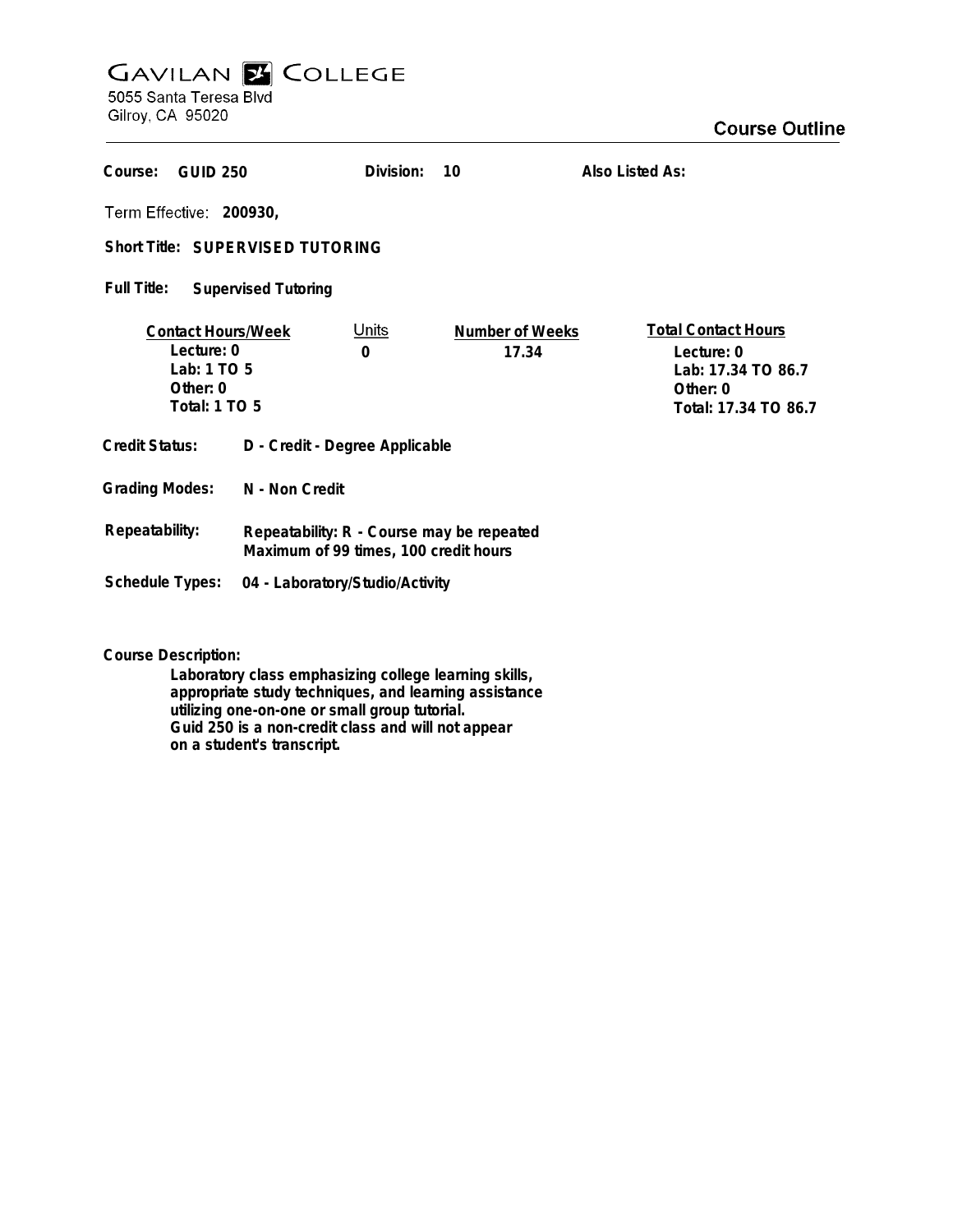# GAVILAN COLLEGE

5055 Santa Teresa Blvd
Gilroy, CA 95020

## Course Outline

**Course:** GUID 250 **Division:** 10 **Also Listed As:**

**Term Effective:** 200930,

**Short Title:** SUPERVISED TUTORING

**Full Title:** Supervised Tutoring

| Contact Hours/Week | Units | Number of Weeks | Total Contact Hours |
|---|---|---|---|
| Lecture: 0 | 0 | 17.34 | Lecture: 0 |
| Lab: 1 TO 5 | | | Lab: 17.34 TO 86.7 |
| Other: 0 | | | Other: 0 |
| Total: 1 TO 5 | | | Total: 17.34 TO 86.7 |

**Credit Status:** D - Credit - Degree Applicable

**Grading Modes:** N - Non Credit

**Repeatability:** Repeatability: R - Course may be repeated
Maximum of 99 times, 100 credit hours

**Schedule Types:** 04 - Laboratory/Studio/Activity

**Course Description:**

Laboratory class emphasizing college learning skills, appropriate study techniques, and learning assistance utilizing one-on-one or small group tutorial.
Guid 250 is a non-credit class and will not appear on a student's transcript.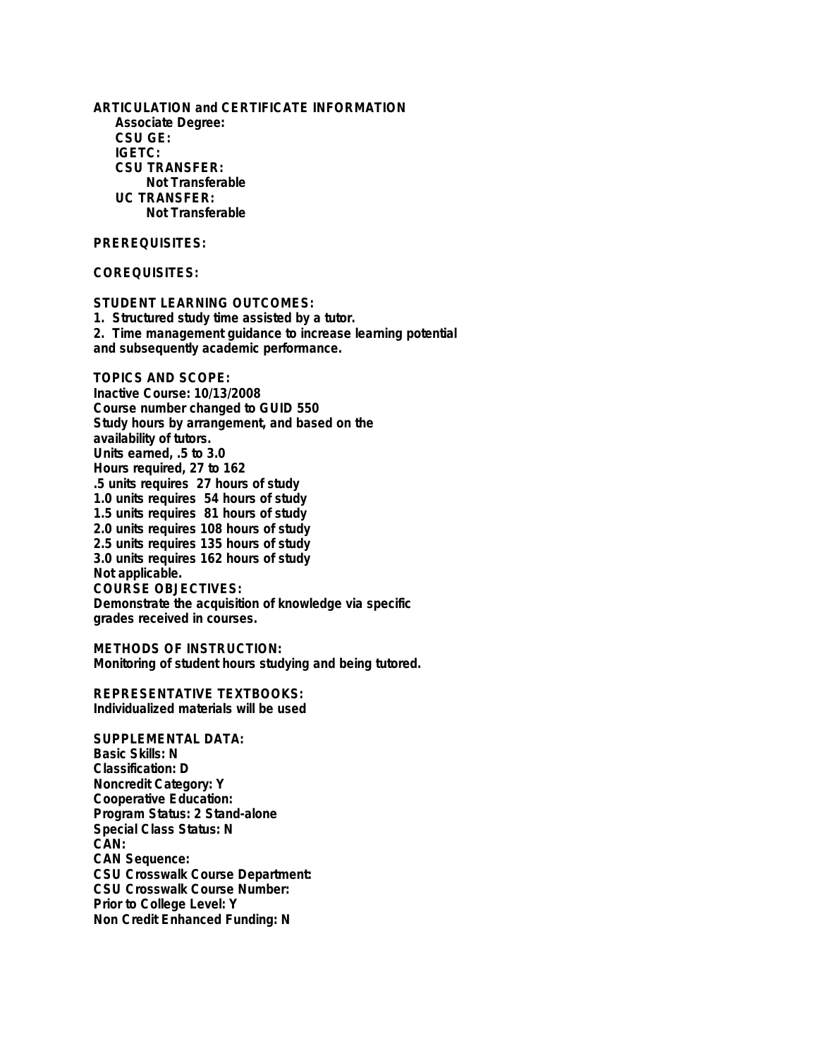**ARTICULATION and CERTIFICATE INFORMATION**

**Associate Degree:**
**CSU GE:**
**IGETC:**
**CSU TRANSFER:**
Not Transferable
**UC TRANSFER:**
Not Transferable

**PREREQUISITES:**

**COREQUISITES:**

**STUDENT LEARNING OUTCOMES:**

1. Structured study time assisted by a tutor.
2. Time management guidance to increase learning potential and subsequently academic performance.

**TOPICS AND SCOPE:**

Inactive Course: 10/13/2008
Course number changed to GUID 550
Study hours by arrangement, and based on the availability of tutors.
Units earned, .5 to 3.0
Hours required, 27 to 162
.5 units requires 27 hours of study
1.0 units requires 54 hours of study
1.5 units requires 81 hours of study
2.0 units requires 108 hours of study
2.5 units requires 135 hours of study
3.0 units requires 162 hours of study
Not applicable.

**COURSE OBJECTIVES:**

Demonstrate the acquisition of knowledge via specific grades received in courses.

**METHODS OF INSTRUCTION:**

Monitoring of student hours studying and being tutored.

**REPRESENTATIVE TEXTBOOKS:**

Individualized materials will be used

**SUPPLEMENTAL DATA:**

Basic Skills: N
Classification: D
Noncredit Category: Y
Cooperative Education:
Program Status: 2 Stand-alone
Special Class Status: N
CAN:
CAN Sequence:
CSU Crosswalk Course Department:
CSU Crosswalk Course Number:
Prior to College Level: Y
Non Credit Enhanced Funding: N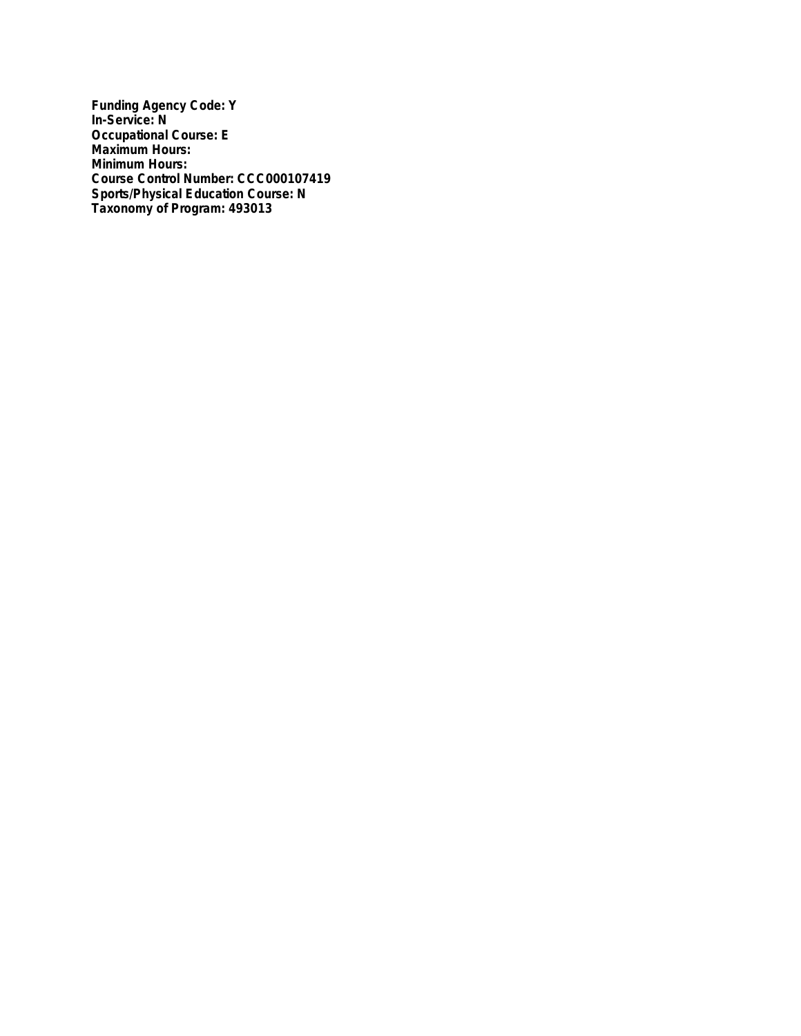**Funding Agency Code: Y**
**In-Service: N**
**Occupational Course: E**
**Maximum Hours:**
**Minimum Hours:**
**Course Control Number: CCC000107419**
**Sports/Physical Education Course: N**
**Taxonomy of Program: 493013**